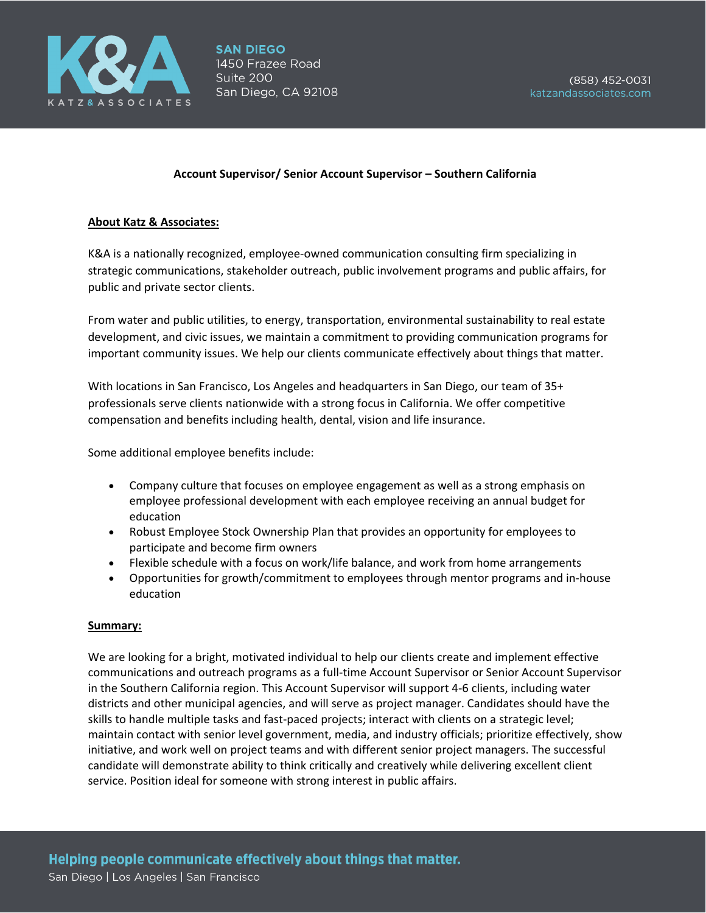**Account Supervisor/ Senior Account Supervisor – Southern California**

**About Katz & Associates:**

K&A is a nationally recognized, employee-owned communication consulting firm specializing in strategic communications, stakeholder outreach, public involvement programs and public affairs, for public and private sector clients.

From water and public utilities, to energy, transportation, environmental sustainability to real estate development, and civic issues, we maintain a commitment to providing communication programs for important community issues. We help our clients communicate effectively about things that matter.

With locations in San Francisco, Los Angeles and headquarters in San Diego, our team of 35+ professionals serve clients nationwide with a strong focus in California. We offer competitive compensation and benefits including health, dental, vision and life insurance.

Some additional employee benefits include:

- Company culture that focuses on employee engagement as well as a strong emphasis on employee professional development with each employee receiving an annual budget for education
- Robust Employee Stock Ownership Plan that provides an opportunity for employees to participate and become firm owners
- Flexible schedule with a focus on work/life balance, and work from home arrangements
- Opportunities for growth/commitment to employees through mentor programs and in-house education

**Summary:**

We are looking for a bright, motivated individual to help our clients create and implement effective communications and outreach programs as a full-time Account Supervisor or Senior Account Supervisor in the Southern California region. This Account Supervisor will support 4-6 clients, including water districts and other municipal agencies, and will serve as project manager. Candidates should have the skills to handle multiple tasks and fast-paced projects; interact with clients on a strategic level; maintain contact with senior level government, media, and industry officials; prioritize effectively, show initiative, and work well on project teams and with different senior project managers. The successful candidate will demonstrate ability to think critically and creatively while delivering excellent client service. Position ideal for someone with strong interest in public affairs.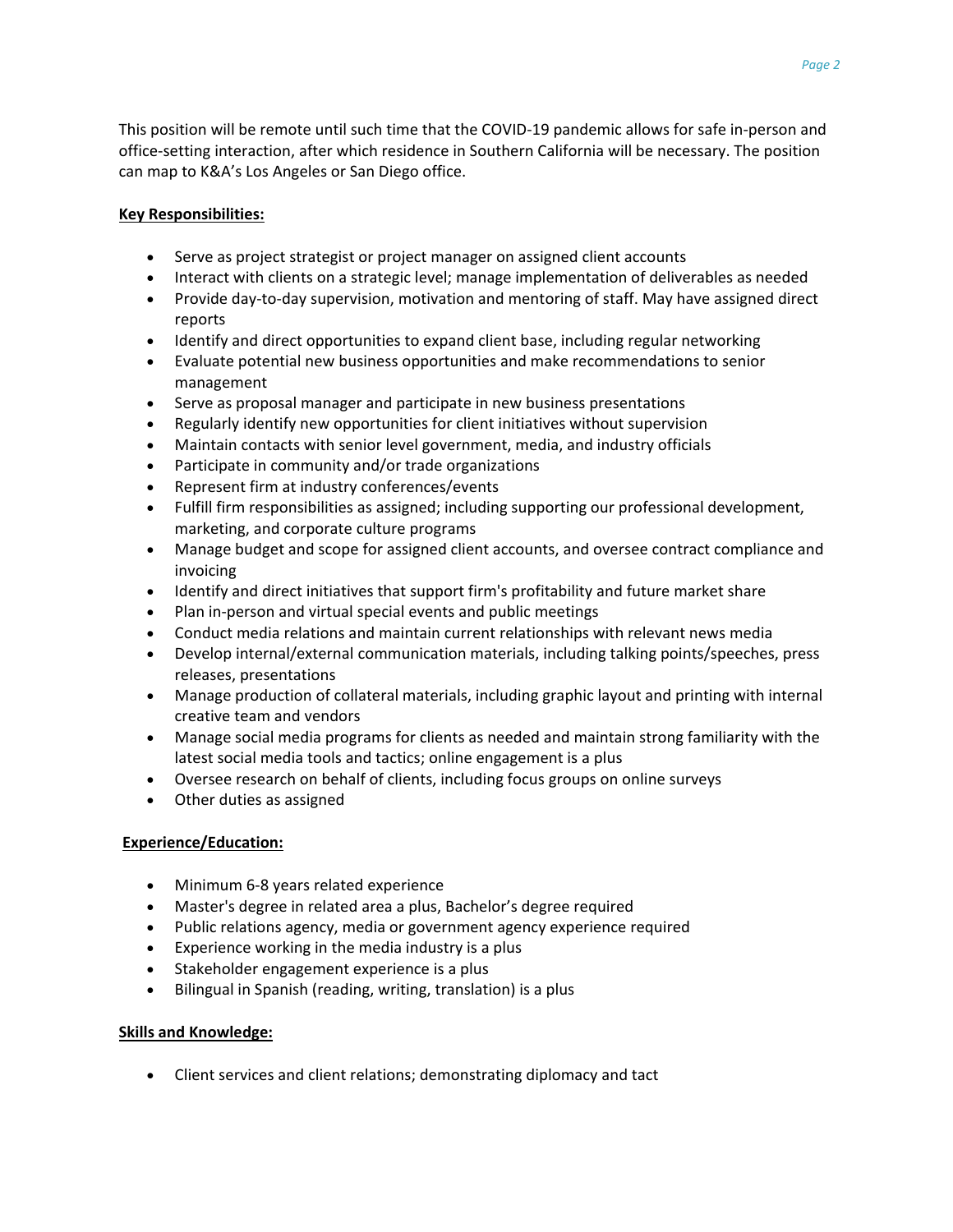This position will be remote until such time that the COVID-19 pandemic allows for safe in-person and office-setting interaction, after which residence in Southern California will be necessary. The position can map to K&A's Los Angeles or San Diego office.

**Key Responsibilities:**

- Serve as project strategist or project manager on assigned client accounts
- Interact with clients on a strategic level; manage implementation of deliverables as needed
- Provide day-to-day supervision, motivation and mentoring of staff. May have assigned direct reports
- Identify and direct opportunities to expand client base, including regular networking
- Evaluate potential new business opportunities and make recommendations to senior management
- Serve as proposal manager and participate in new business presentations
- Regularly identify new opportunities for client initiatives without supervision
- Maintain contacts with senior level government, media, and industry officials
- Participate in community and/or trade organizations
- Represent firm at industry conferences/events
- Fulfill firm responsibilities as assigned; including supporting our professional development, marketing, and corporate culture programs
- Manage budget and scope for assigned client accounts, and oversee contract compliance and invoicing
- Identify and direct initiatives that support firm's profitability and future market share
- Plan in-person and virtual special events and public meetings
- Conduct media relations and maintain current relationships with relevant news media
- Develop internal/external communication materials, including talking points/speeches, press releases, presentations
- Manage production of collateral materials, including graphic layout and printing with internal creative team and vendors
- Manage social media programs for clients as needed and maintain strong familiarity with the latest social media tools and tactics; online engagement is a plus
- Oversee research on behalf of clients, including focus groups on online surveys
- Other duties as assigned

**Experience/Education:**

- Minimum 6-8 years related experience
- Master's degree in related area a plus, Bachelor's degree required
- Public relations agency, media or government agency experience required
- Experience working in the media industry is a plus
- Stakeholder engagement experience is a plus
- Bilingual in Spanish (reading, writing, translation) is a plus

**Skills and Knowledge:**

- Client services and client relations; demonstrating diplomacy and tact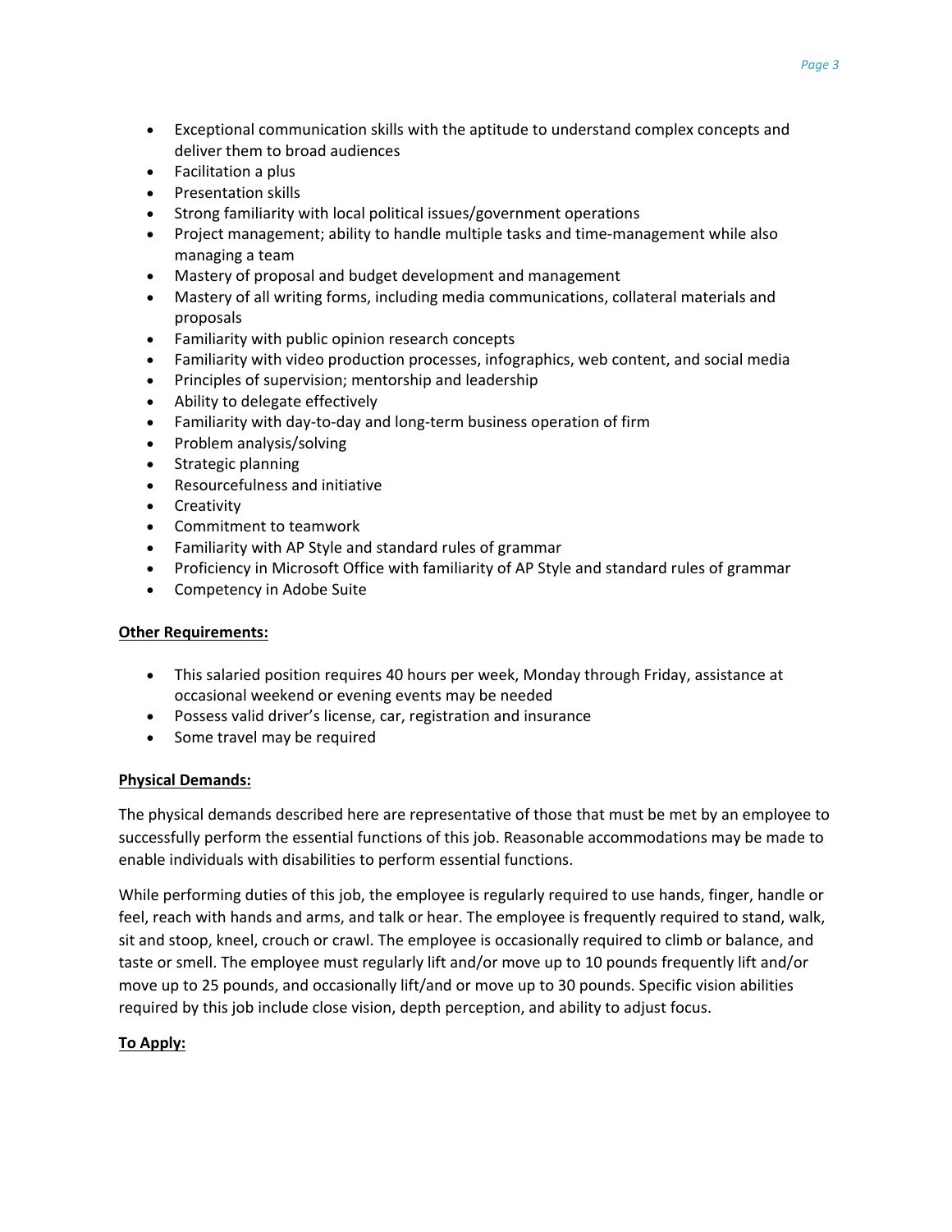- Exceptional communication skills with the aptitude to understand complex concepts and deliver them to broad audiences
- Facilitation a plus
- Presentation skills
- Strong familiarity with local political issues/government operations
- Project management; ability to handle multiple tasks and time-management while also managing a team
- Mastery of proposal and budget development and management
- Mastery of all writing forms, including media communications, collateral materials and proposals
- Familiarity with public opinion research concepts
- Familiarity with video production processes, infographics, web content, and social media
- Principles of supervision; mentorship and leadership
- Ability to delegate effectively
- Familiarity with day-to-day and long-term business operation of firm
- Problem analysis/solving
- Strategic planning
- Resourcefulness and initiative
- Creativity
- Commitment to teamwork
- Familiarity with AP Style and standard rules of grammar
- Proficiency in Microsoft Office with familiarity of AP Style and standard rules of grammar
- Competency in Adobe Suite

**Other Requirements:**

- This salaried position requires 40 hours per week, Monday through Friday, assistance at occasional weekend or evening events may be needed
- Possess valid driver's license, car, registration and insurance
- Some travel may be required

**Physical Demands:**

The physical demands described here are representative of those that must be met by an employee to successfully perform the essential functions of this job. Reasonable accommodations may be made to enable individuals with disabilities to perform essential functions.

While performing duties of this job, the employee is regularly required to use hands, finger, handle or feel, reach with hands and arms, and talk or hear. The employee is frequently required to stand, walk, sit and stoop, kneel, crouch or crawl. The employee is occasionally required to climb or balance, and taste or smell. The employee must regularly lift and/or move up to 10 pounds frequently lift and/or move up to 25 pounds, and occasionally lift/and or move up to 30 pounds. Specific vision abilities required by this job include close vision, depth perception, and ability to adjust focus.

**To Apply:**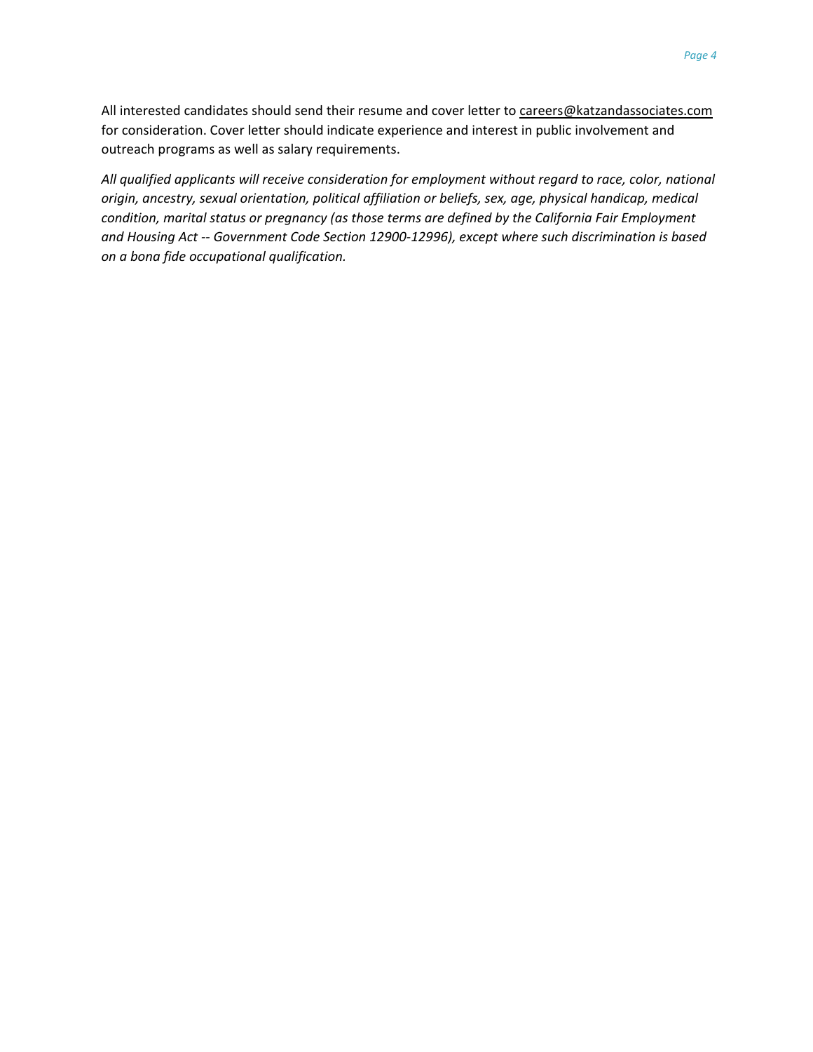All interested candidates should send their resume and cover letter to careers@katzandassociates.com for consideration. Cover letter should indicate experience and interest in public involvement and outreach programs as well as salary requirements.

*All qualified applicants will receive consideration for employment without regard to race, color, national origin, ancestry, sexual orientation, political affiliation or beliefs, sex, age, physical handicap, medical condition, marital status or pregnancy (as those terms are defined by the California Fair Employment and Housing Act -- Government Code Section 12900-12996), except where such discrimination is based on a bona fide occupational qualification.*